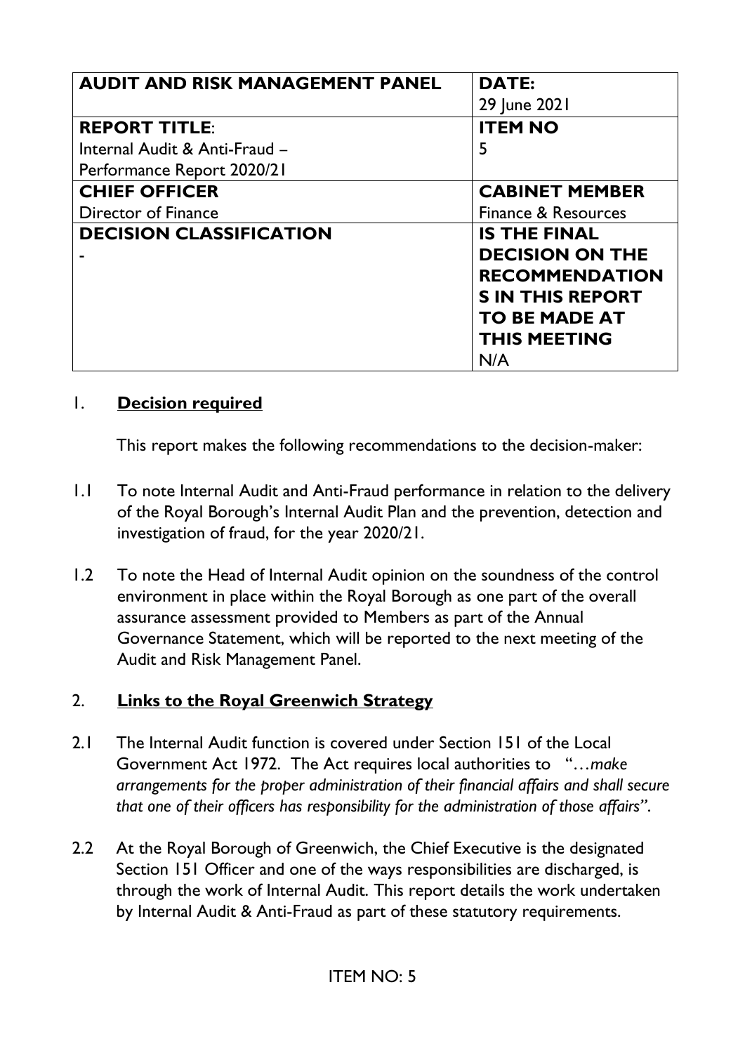| AUDIT AND RISK MANAGEMENT PANEL | DATE: 29 June 2021 |
| --- | --- |
| **REPORT TITLE**: Internal Audit & Anti-Fraud – Performance Report 2020/21 | **ITEM NO** 5 |
| **CHIEF OFFICER** Director of Finance | **CABINET MEMBER** Finance & Resources |
| **DECISION CLASSIFICATION** - | **IS THE FINAL DECISION ON THE RECOMMENDATIONS IN THIS REPORT TO BE MADE AT THIS MEETING** N/A |

## 1. Decision required

This report makes the following recommendations to the decision-maker:

1.1 To note Internal Audit and Anti-Fraud performance in relation to the delivery of the Royal Borough's Internal Audit Plan and the prevention, detection and investigation of fraud, for the year 2020/21.

1.2 To note the Head of Internal Audit opinion on the soundness of the control environment in place within the Royal Borough as one part of the overall assurance assessment provided to Members as part of the Annual Governance Statement, which will be reported to the next meeting of the Audit and Risk Management Panel.

## 2. Links to the Royal Greenwich Strategy

2.1 The Internal Audit function is covered under Section 151 of the Local Government Act 1972. The Act requires local authorities to "*…make arrangements for the proper administration of their financial affairs and shall secure that one of their officers has responsibility for the administration of those affairs"*.

2.2 At the Royal Borough of Greenwich, the Chief Executive is the designated Section 151 Officer and one of the ways responsibilities are discharged, is through the work of Internal Audit. This report details the work undertaken by Internal Audit & Anti-Fraud as part of these statutory requirements.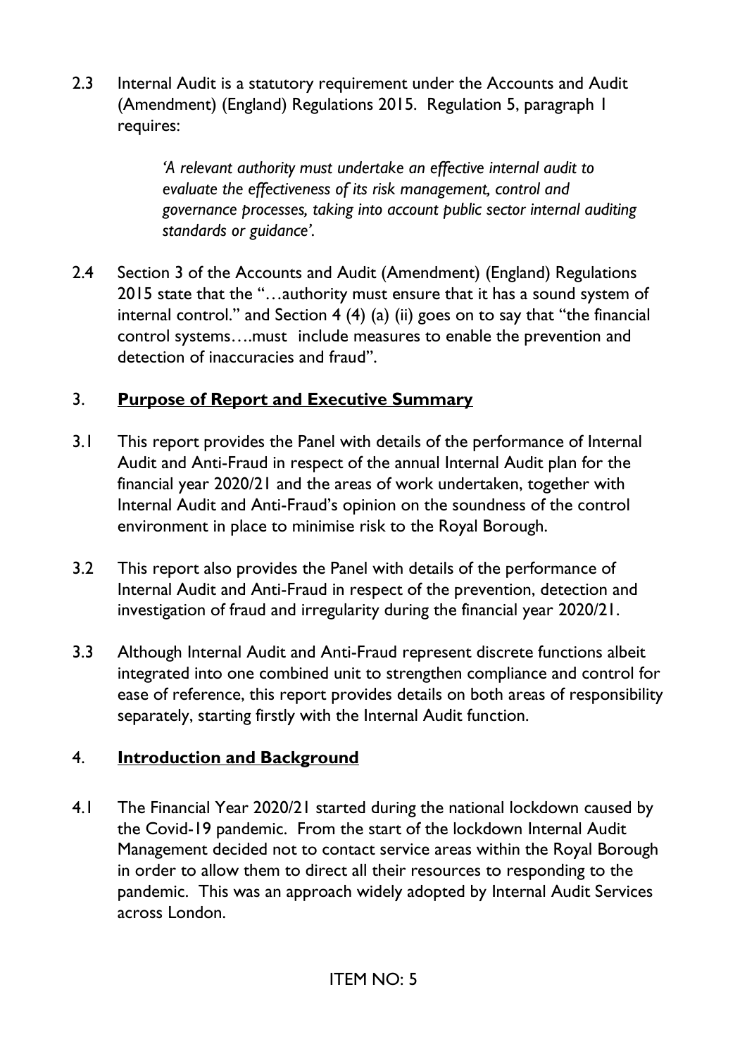2.3 Internal Audit is a statutory requirement under the Accounts and Audit (Amendment) (England) Regulations 2015. Regulation 5, paragraph 1 requires:

> *'A relevant authority must undertake an effective internal audit to evaluate the effectiveness of its risk management, control and governance processes, taking into account public sector internal auditing standards or guidance'.*

2.4 Section 3 of the Accounts and Audit (Amendment) (England) Regulations 2015 state that the "…authority must ensure that it has a sound system of internal control." and Section 4 (4) (a) (ii) goes on to say that "the financial control systems….must include measures to enable the prevention and detection of inaccuracies and fraud".

## 3. Purpose of Report and Executive Summary

3.1 This report provides the Panel with details of the performance of Internal Audit and Anti-Fraud in respect of the annual Internal Audit plan for the financial year 2020/21 and the areas of work undertaken, together with Internal Audit and Anti-Fraud's opinion on the soundness of the control environment in place to minimise risk to the Royal Borough.

3.2 This report also provides the Panel with details of the performance of Internal Audit and Anti-Fraud in respect of the prevention, detection and investigation of fraud and irregularity during the financial year 2020/21.

3.3 Although Internal Audit and Anti-Fraud represent discrete functions albeit integrated into one combined unit to strengthen compliance and control for ease of reference, this report provides details on both areas of responsibility separately, starting firstly with the Internal Audit function.

## 4. Introduction and Background

4.1 The Financial Year 2020/21 started during the national lockdown caused by the Covid-19 pandemic. From the start of the lockdown Internal Audit Management decided not to contact service areas within the Royal Borough in order to allow them to direct all their resources to responding to the pandemic. This was an approach widely adopted by Internal Audit Services across London.

ITEM NO: 5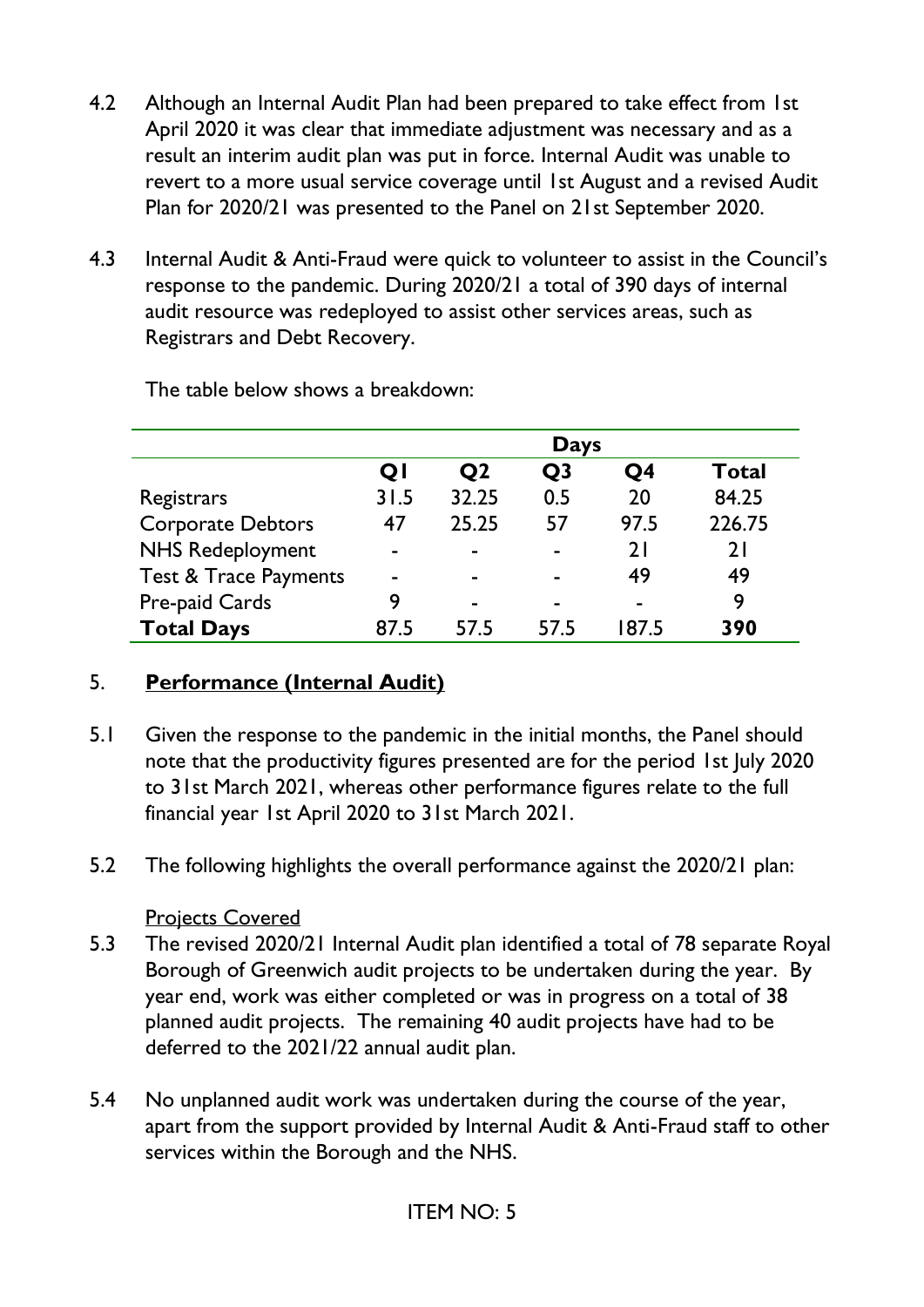4.2 Although an Internal Audit Plan had been prepared to take effect from 1st April 2020 it was clear that immediate adjustment was necessary and as a result an interim audit plan was put in force. Internal Audit was unable to revert to a more usual service coverage until 1st August and a revised Audit Plan for 2020/21 was presented to the Panel on 21st September 2020.

4.3 Internal Audit & Anti-Fraud were quick to volunteer to assist in the Council's response to the pandemic. During 2020/21 a total of 390 days of internal audit resource was redeployed to assist other services areas, such as Registrars and Debt Recovery.

The table below shows a breakdown:

| | Days | | | | |
|---|---|---|---|---|---|
| | **Q1** | **Q2** | **Q3** | **Q4** | **Total** |
| Registrars | 31.5 | 32.25 | 0.5 | 20 | 84.25 |
| Corporate Debtors | 47 | 25.25 | 57 | 97.5 | 226.75 |
| NHS Redeployment | - | - | - | 21 | 21 |
| Test & Trace Payments | - | - | - | 49 | 49 |
| Pre-paid Cards | 9 | - | - | - | 9 |
| **Total Days** | 87.5 | 57.5 | 57.5 | 187.5 | **390** |

## 5. **Performance (Internal Audit)**

5.1 Given the response to the pandemic in the initial months, the Panel should note that the productivity figures presented are for the period 1st July 2020 to 31st March 2021, whereas other performance figures relate to the full financial year 1st April 2020 to 31st March 2021.

5.2 The following highlights the overall performance against the 2020/21 plan:

Projects Covered

5.3 The revised 2020/21 Internal Audit plan identified a total of 78 separate Royal Borough of Greenwich audit projects to be undertaken during the year. By year end, work was either completed or was in progress on a total of 38 planned audit projects. The remaining 40 audit projects have had to be deferred to the 2021/22 annual audit plan.

5.4 No unplanned audit work was undertaken during the course of the year, apart from the support provided by Internal Audit & Anti-Fraud staff to other services within the Borough and the NHS.

ITEM NO: 5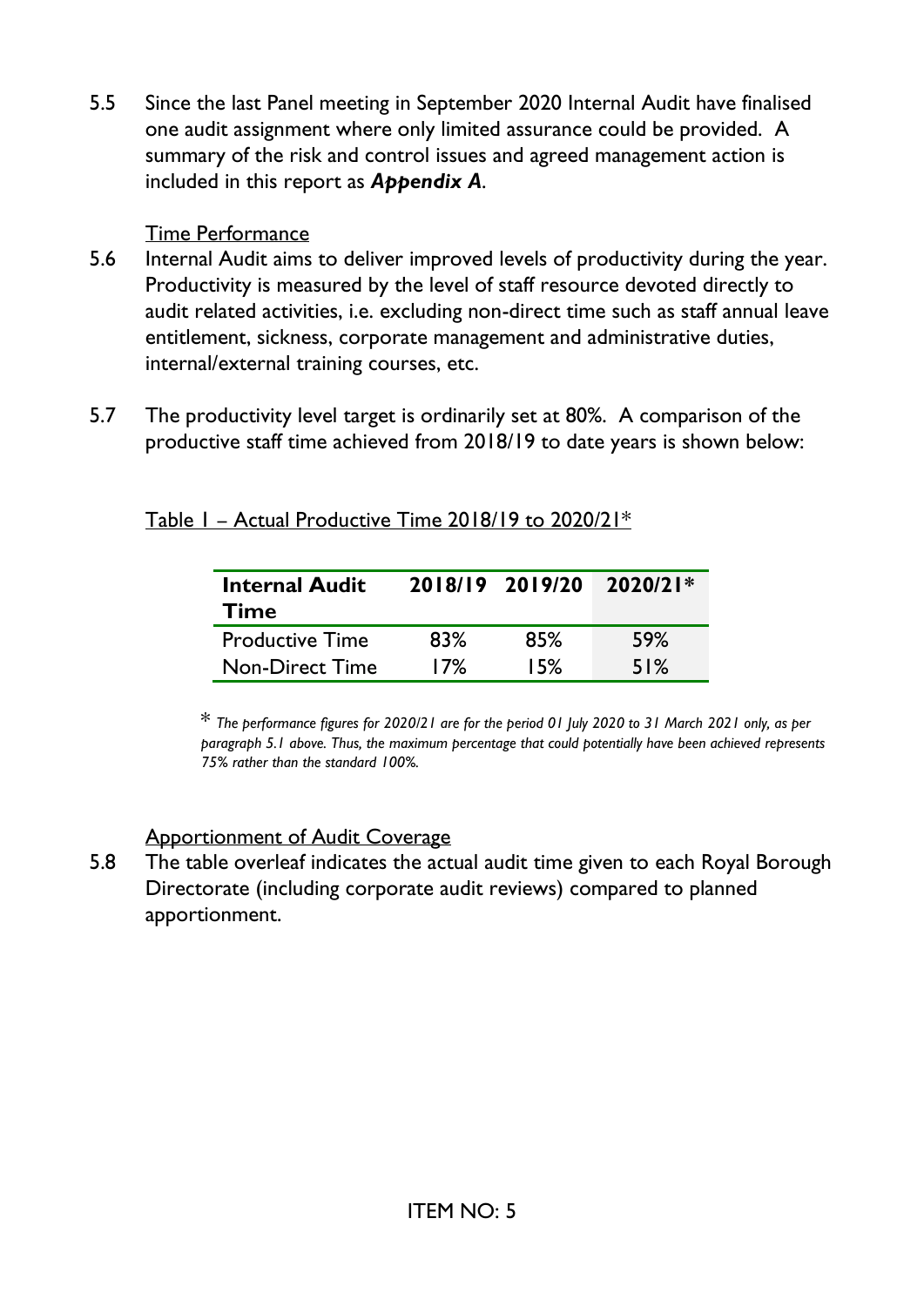5.5 Since the last Panel meeting in September 2020 Internal Audit have finalised one audit assignment where only limited assurance could be provided. A summary of the risk and control issues and agreed management action is included in this report as ***Appendix A***.

Time Performance

5.6 Internal Audit aims to deliver improved levels of productivity during the year. Productivity is measured by the level of staff resource devoted directly to audit related activities, i.e. excluding non-direct time such as staff annual leave entitlement, sickness, corporate management and administrative duties, internal/external training courses, etc.

5.7 The productivity level target is ordinarily set at 80%. A comparison of the productive staff time achieved from 2018/19 to date years is shown below:

Table 1 – Actual Productive Time 2018/19 to 2020/21*

| Internal Audit Time | 2018/19 | 2019/20 | 2020/21* |
|---|---|---|---|
| Productive Time | 83% | 85% | 59% |
| Non-Direct Time | 17% | 15% | 51% |

\* *The performance figures for 2020/21 are for the period 01 July 2020 to 31 March 2021 only, as per paragraph 5.1 above. Thus, the maximum percentage that could potentially have been achieved represents 75% rather than the standard 100%.*

Apportionment of Audit Coverage

5.8 The table overleaf indicates the actual audit time given to each Royal Borough Directorate (including corporate audit reviews) compared to planned apportionment.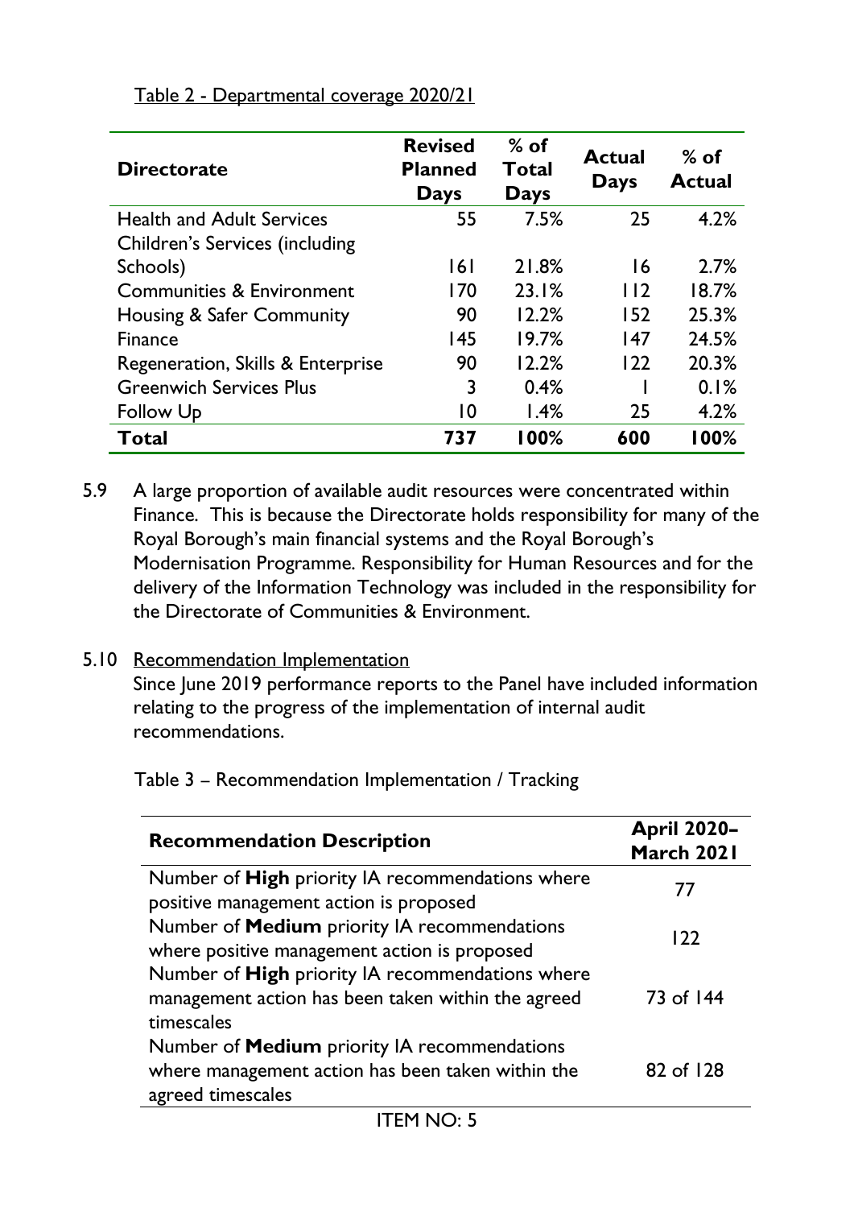Table 2 - Departmental coverage 2020/21

| Directorate | Revised Planned Days | % of Total Days | Actual Days | % of Actual |
|---|---|---|---|---|
| Health and Adult Services | 55 | 7.5% | 25 | 4.2% |
| Children's Services (including Schools) | 161 | 21.8% | 16 | 2.7% |
| Communities & Environment | 170 | 23.1% | 112 | 18.7% |
| Housing & Safer Community | 90 | 12.2% | 152 | 25.3% |
| Finance | 145 | 19.7% | 147 | 24.5% |
| Regeneration, Skills & Enterprise | 90 | 12.2% | 122 | 20.3% |
| Greenwich Services Plus | 3 | 0.4% | 1 | 0.1% |
| Follow Up | 10 | 1.4% | 25 | 4.2% |
| **Total** | **737** | **100%** | **600** | **100%** |

5.9 A large proportion of available audit resources were concentrated within Finance. This is because the Directorate holds responsibility for many of the Royal Borough's main financial systems and the Royal Borough's Modernisation Programme. Responsibility for Human Resources and for the delivery of the Information Technology was included in the responsibility for the Directorate of Communities & Environment.

5.10 Recommendation Implementation

Since June 2019 performance reports to the Panel have included information relating to the progress of the implementation of internal audit recommendations.

Table 3 – Recommendation Implementation / Tracking

| Recommendation Description | April 2020–March 2021 |
|---|---|
| Number of **High** priority IA recommendations where positive management action is proposed | 77 |
| Number of **Medium** priority IA recommendations where positive management action is proposed | 122 |
| Number of **High** priority IA recommendations where management action has been taken within the agreed timescales | 73 of 144 |
| Number of **Medium** priority IA recommendations where management action has been taken within the agreed timescales | 82 of 128 |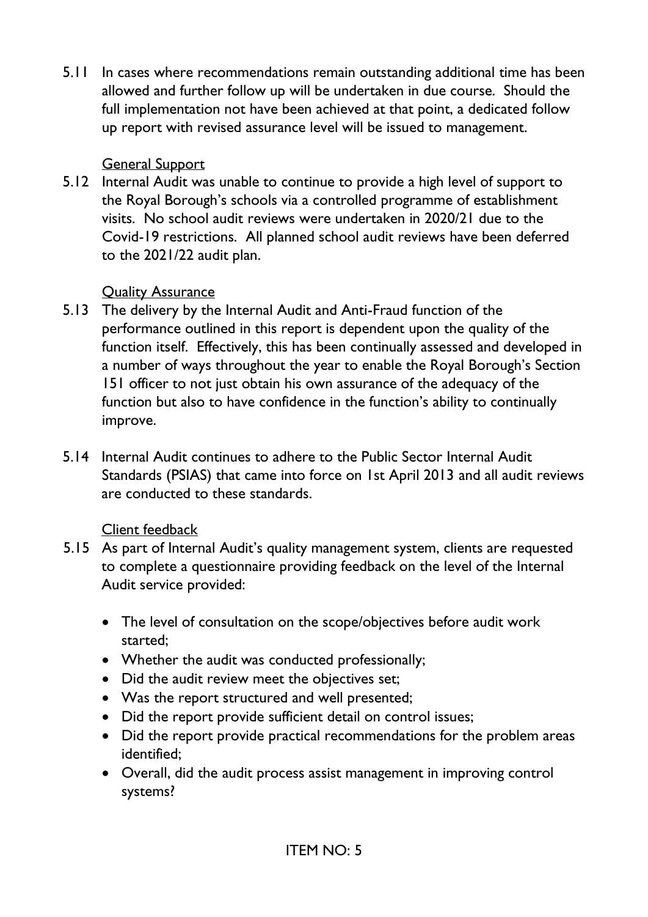5.11 In cases where recommendations remain outstanding additional time has been allowed and further follow up will be undertaken in due course. Should the full implementation not have been achieved at that point, a dedicated follow up report with revised assurance level will be issued to management.

General Support

5.12 Internal Audit was unable to continue to provide a high level of support to the Royal Borough's schools via a controlled programme of establishment visits. No school audit reviews were undertaken in 2020/21 due to the Covid-19 restrictions. All planned school audit reviews have been deferred to the 2021/22 audit plan.

Quality Assurance

5.13 The delivery by the Internal Audit and Anti-Fraud function of the performance outlined in this report is dependent upon the quality of the function itself. Effectively, this has been continually assessed and developed in a number of ways throughout the year to enable the Royal Borough's Section 151 officer to not just obtain his own assurance of the adequacy of the function but also to have confidence in the function's ability to continually improve.

5.14 Internal Audit continues to adhere to the Public Sector Internal Audit Standards (PSIAS) that came into force on 1st April 2013 and all audit reviews are conducted to these standards.

Client feedback

5.15 As part of Internal Audit's quality management system, clients are requested to complete a questionnaire providing feedback on the level of the Internal Audit service provided:

- The level of consultation on the scope/objectives before audit work started;
- Whether the audit was conducted professionally;
- Did the audit review meet the objectives set;
- Was the report structured and well presented;
- Did the report provide sufficient detail on control issues;
- Did the report provide practical recommendations for the problem areas identified;
- Overall, did the audit process assist management in improving control systems?

ITEM NO: 5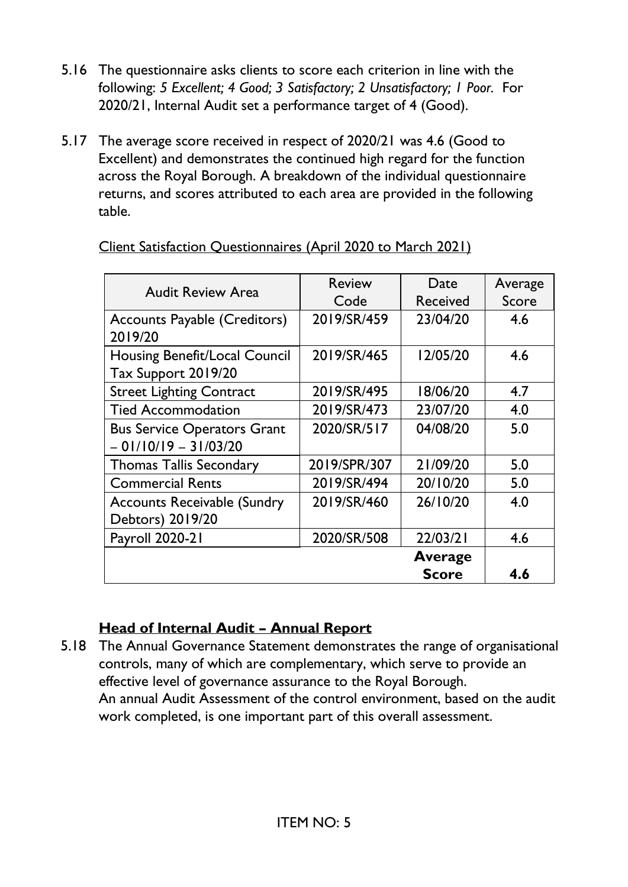5.16 The questionnaire asks clients to score each criterion in line with the following: *5 Excellent; 4 Good; 3 Satisfactory; 2 Unsatisfactory; 1 Poor.* For 2020/21, Internal Audit set a performance target of 4 (Good).

5.17 The average score received in respect of 2020/21 was 4.6 (Good to Excellent) and demonstrates the continued high regard for the function across the Royal Borough. A breakdown of the individual questionnaire returns, and scores attributed to each area are provided in the following table.

Client Satisfaction Questionnaires (April 2020 to March 2021)

| Audit Review Area | Review Code | Date Received | Average Score |
|---|---|---|---|
| Accounts Payable (Creditors) 2019/20 | 2019/SR/459 | 23/04/20 | 4.6 |
| Housing Benefit/Local Council Tax Support 2019/20 | 2019/SR/465 | 12/05/20 | 4.6 |
| Street Lighting Contract | 2019/SR/495 | 18/06/20 | 4.7 |
| Tied Accommodation | 2019/SR/473 | 23/07/20 | 4.0 |
| Bus Service Operators Grant – 01/10/19 – 31/03/20 | 2020/SR/517 | 04/08/20 | 5.0 |
| Thomas Tallis Secondary | 2019/SPR/307 | 21/09/20 | 5.0 |
| Commercial Rents | 2019/SR/494 | 20/10/20 | 5.0 |
| Accounts Receivable (Sundry Debtors) 2019/20 | 2019/SR/460 | 26/10/20 | 4.0 |
| Payroll 2020-21 | 2020/SR/508 | 22/03/21 | 4.6 |
| | | **Average Score** | **4.6** |

## Head of Internal Audit – Annual Report

5.18 The Annual Governance Statement demonstrates the range of organisational controls, many of which are complementary, which serve to provide an effective level of governance assurance to the Royal Borough.
An annual Audit Assessment of the control environment, based on the audit work completed, is one important part of this overall assessment.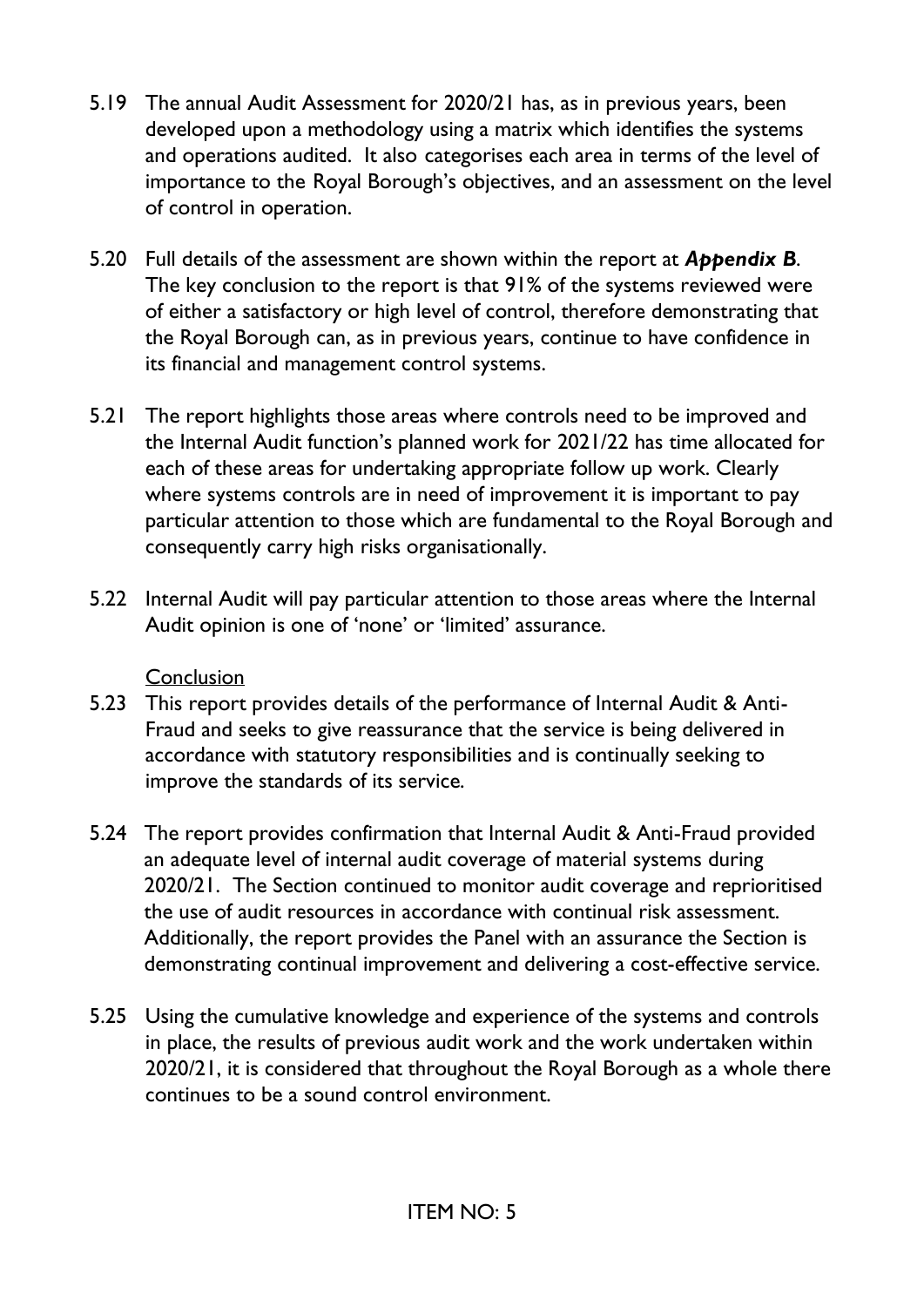5.19 The annual Audit Assessment for 2020/21 has, as in previous years, been developed upon a methodology using a matrix which identifies the systems and operations audited. It also categorises each area in terms of the level of importance to the Royal Borough's objectives, and an assessment on the level of control in operation.

5.20 Full details of the assessment are shown within the report at ***Appendix B***. The key conclusion to the report is that 91% of the systems reviewed were of either a satisfactory or high level of control, therefore demonstrating that the Royal Borough can, as in previous years, continue to have confidence in its financial and management control systems.

5.21 The report highlights those areas where controls need to be improved and the Internal Audit function's planned work for 2021/22 has time allocated for each of these areas for undertaking appropriate follow up work. Clearly where systems controls are in need of improvement it is important to pay particular attention to those which are fundamental to the Royal Borough and consequently carry high risks organisationally.

5.22 Internal Audit will pay particular attention to those areas where the Internal Audit opinion is one of 'none' or 'limited' assurance.

<u>Conclusion</u>

5.23 This report provides details of the performance of Internal Audit & Anti-Fraud and seeks to give reassurance that the service is being delivered in accordance with statutory responsibilities and is continually seeking to improve the standards of its service.

5.24 The report provides confirmation that Internal Audit & Anti-Fraud provided an adequate level of internal audit coverage of material systems during 2020/21. The Section continued to monitor audit coverage and reprioritised the use of audit resources in accordance with continual risk assessment. Additionally, the report provides the Panel with an assurance the Section is demonstrating continual improvement and delivering a cost-effective service.

5.25 Using the cumulative knowledge and experience of the systems and controls in place, the results of previous audit work and the work undertaken within 2020/21, it is considered that throughout the Royal Borough as a whole there continues to be a sound control environment.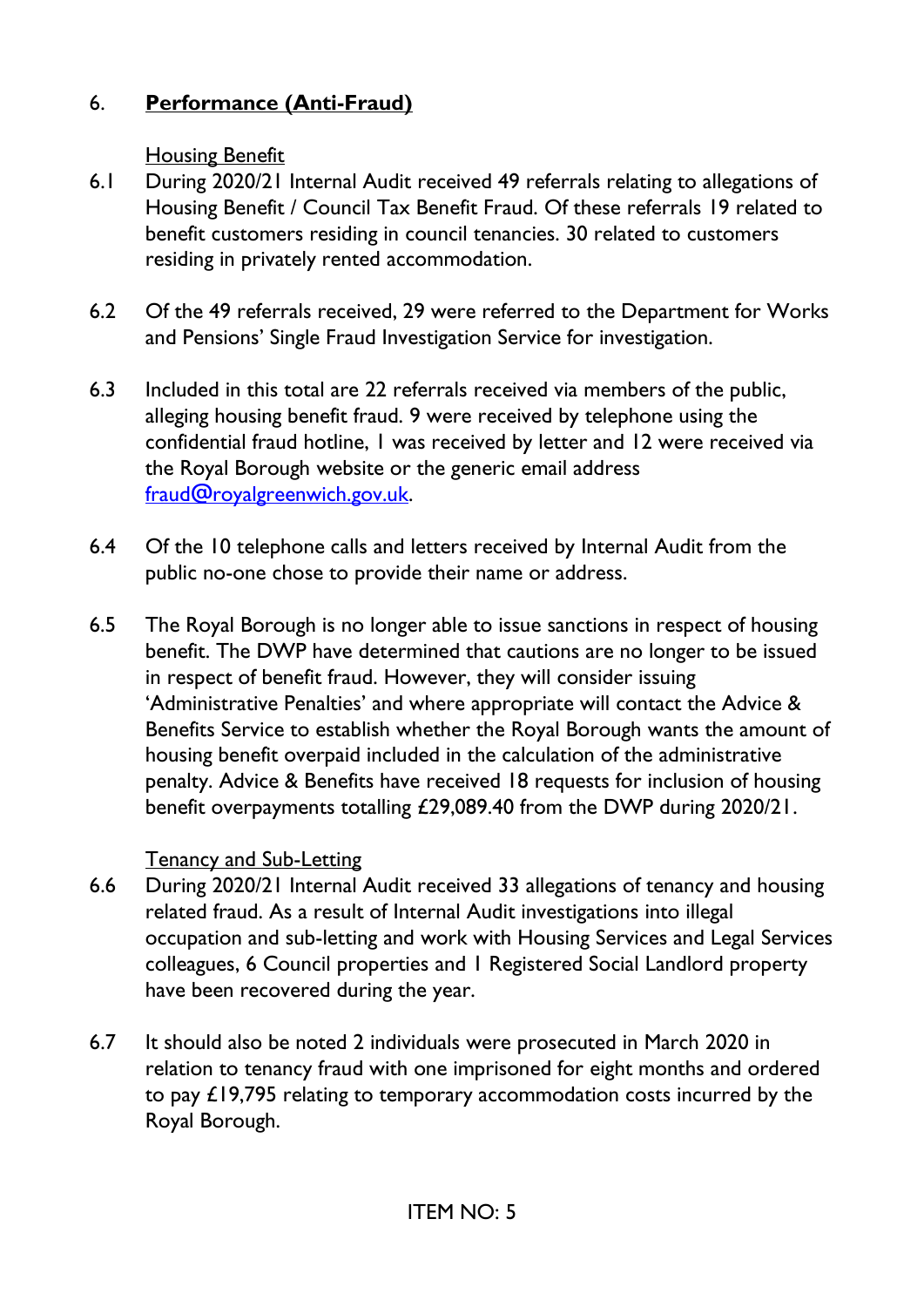## 6. **Performance (Anti-Fraud)**

Housing Benefit

6.1 During 2020/21 Internal Audit received 49 referrals relating to allegations of Housing Benefit / Council Tax Benefit Fraud. Of these referrals 19 related to benefit customers residing in council tenancies. 30 related to customers residing in privately rented accommodation.

6.2 Of the 49 referrals received, 29 were referred to the Department for Works and Pensions' Single Fraud Investigation Service for investigation.

6.3 Included in this total are 22 referrals received via members of the public, alleging housing benefit fraud. 9 were received by telephone using the confidential fraud hotline, 1 was received by letter and 12 were received via the Royal Borough website or the generic email address fraud@royalgreenwich.gov.uk.

6.4 Of the 10 telephone calls and letters received by Internal Audit from the public no-one chose to provide their name or address.

6.5 The Royal Borough is no longer able to issue sanctions in respect of housing benefit. The DWP have determined that cautions are no longer to be issued in respect of benefit fraud. However, they will consider issuing 'Administrative Penalties' and where appropriate will contact the Advice & Benefits Service to establish whether the Royal Borough wants the amount of housing benefit overpaid included in the calculation of the administrative penalty. Advice & Benefits have received 18 requests for inclusion of housing benefit overpayments totalling £29,089.40 from the DWP during 2020/21.

Tenancy and Sub-Letting

6.6 During 2020/21 Internal Audit received 33 allegations of tenancy and housing related fraud. As a result of Internal Audit investigations into illegal occupation and sub-letting and work with Housing Services and Legal Services colleagues, 6 Council properties and 1 Registered Social Landlord property have been recovered during the year.

6.7 It should also be noted 2 individuals were prosecuted in March 2020 in relation to tenancy fraud with one imprisoned for eight months and ordered to pay £19,795 relating to temporary accommodation costs incurred by the Royal Borough.

ITEM NO: 5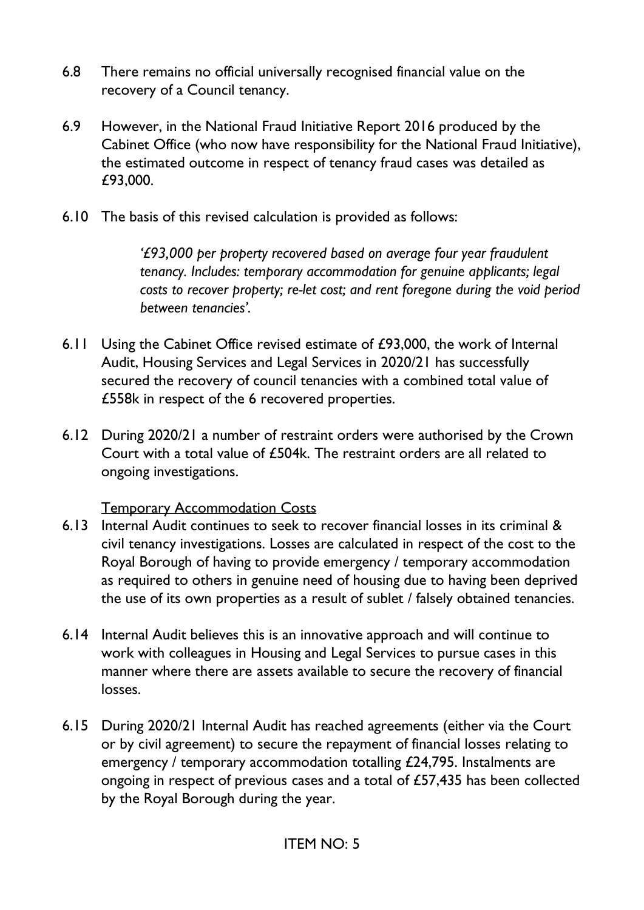6.8 There remains no official universally recognised financial value on the recovery of a Council tenancy.

6.9 However, in the National Fraud Initiative Report 2016 produced by the Cabinet Office (who now have responsibility for the National Fraud Initiative), the estimated outcome in respect of tenancy fraud cases was detailed as £93,000.

6.10 The basis of this revised calculation is provided as follows:

> *'£93,000 per property recovered based on average four year fraudulent tenancy. Includes: temporary accommodation for genuine applicants; legal costs to recover property; re-let cost; and rent foregone during the void period between tenancies'.*

6.11 Using the Cabinet Office revised estimate of £93,000, the work of Internal Audit, Housing Services and Legal Services in 2020/21 has successfully secured the recovery of council tenancies with a combined total value of £558k in respect of the 6 recovered properties.

6.12 During 2020/21 a number of restraint orders were authorised by the Crown Court with a total value of £504k. The restraint orders are all related to ongoing investigations.

Temporary Accommodation Costs

6.13 Internal Audit continues to seek to recover financial losses in its criminal & civil tenancy investigations. Losses are calculated in respect of the cost to the Royal Borough of having to provide emergency / temporary accommodation as required to others in genuine need of housing due to having been deprived the use of its own properties as a result of sublet / falsely obtained tenancies.

6.14 Internal Audit believes this is an innovative approach and will continue to work with colleagues in Housing and Legal Services to pursue cases in this manner where there are assets available to secure the recovery of financial losses.

6.15 During 2020/21 Internal Audit has reached agreements (either via the Court or by civil agreement) to secure the repayment of financial losses relating to emergency / temporary accommodation totalling £24,795. Instalments are ongoing in respect of previous cases and a total of £57,435 has been collected by the Royal Borough during the year.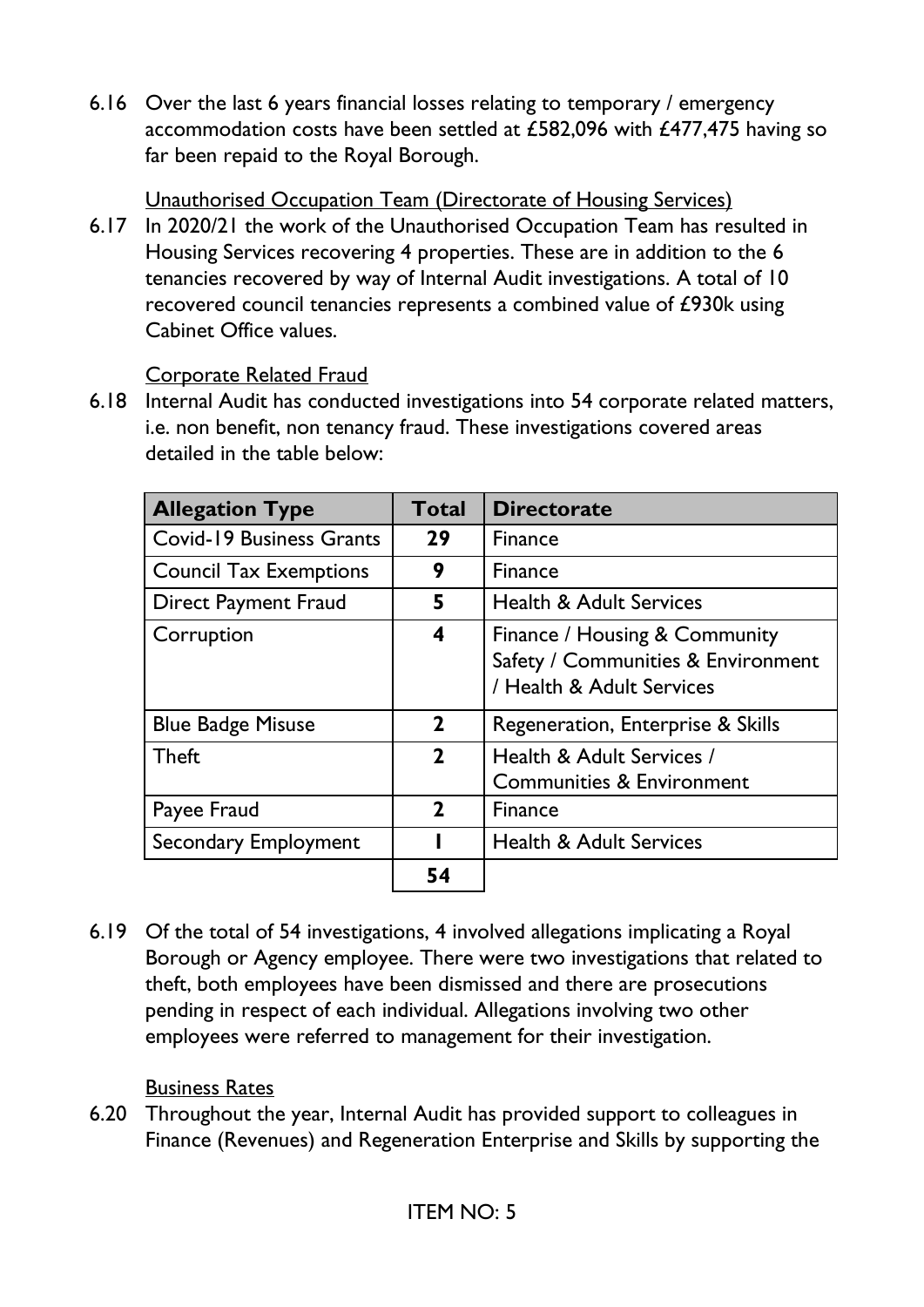6.16 Over the last 6 years financial losses relating to temporary / emergency accommodation costs have been settled at £582,096 with £477,475 having so far been repaid to the Royal Borough.

Unauthorised Occupation Team (Directorate of Housing Services)

6.17 In 2020/21 the work of the Unauthorised Occupation Team has resulted in Housing Services recovering 4 properties. These are in addition to the 6 tenancies recovered by way of Internal Audit investigations. A total of 10 recovered council tenancies represents a combined value of £930k using Cabinet Office values.

Corporate Related Fraud

6.18 Internal Audit has conducted investigations into 54 corporate related matters, i.e. non benefit, non tenancy fraud. These investigations covered areas detailed in the table below:

| Allegation Type | Total | Directorate |
|---|---|---|
| Covid-19 Business Grants | **29** | Finance |
| Council Tax Exemptions | **9** | Finance |
| Direct Payment Fraud | **5** | Health & Adult Services |
| Corruption | **4** | Finance / Housing & Community Safety / Communities & Environment / Health & Adult Services |
| Blue Badge Misuse | **2** | Regeneration, Enterprise & Skills |
| Theft | **2** | Health & Adult Services / Communities & Environment |
| Payee Fraud | **2** | Finance |
| Secondary Employment | **1** | Health & Adult Services |
| | **54** | |

6.19 Of the total of 54 investigations, 4 involved allegations implicating a Royal Borough or Agency employee. There were two investigations that related to theft, both employees have been dismissed and there are prosecutions pending in respect of each individual. Allegations involving two other employees were referred to management for their investigation.

Business Rates

6.20 Throughout the year, Internal Audit has provided support to colleagues in Finance (Revenues) and Regeneration Enterprise and Skills by supporting the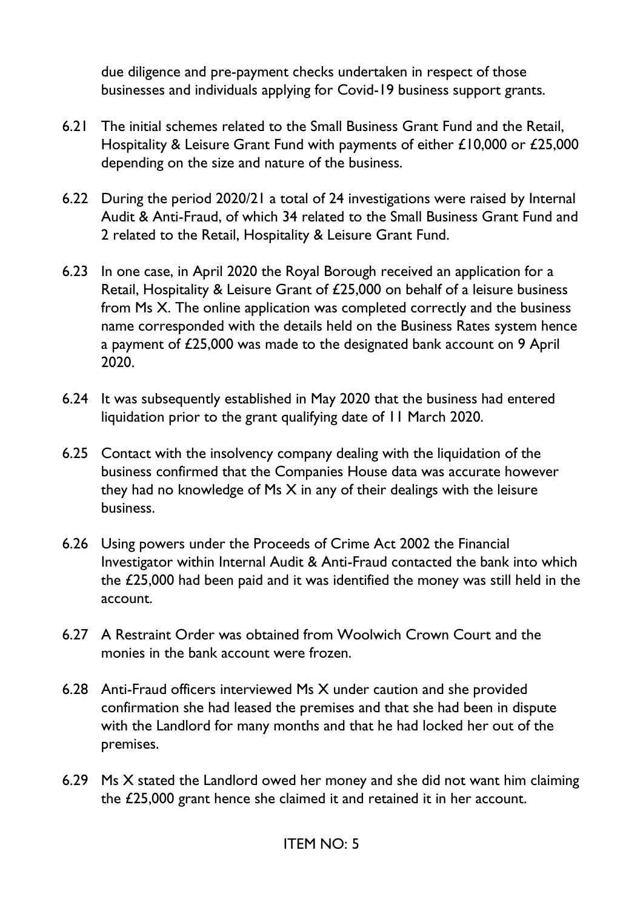due diligence and pre-payment checks undertaken in respect of those businesses and individuals applying for Covid-19 business support grants.

6.21 The initial schemes related to the Small Business Grant Fund and the Retail, Hospitality & Leisure Grant Fund with payments of either £10,000 or £25,000 depending on the size and nature of the business.

6.22 During the period 2020/21 a total of 24 investigations were raised by Internal Audit & Anti-Fraud, of which 34 related to the Small Business Grant Fund and 2 related to the Retail, Hospitality & Leisure Grant Fund.

6.23 In one case, in April 2020 the Royal Borough received an application for a Retail, Hospitality & Leisure Grant of £25,000 on behalf of a leisure business from Ms X. The online application was completed correctly and the business name corresponded with the details held on the Business Rates system hence a payment of £25,000 was made to the designated bank account on 9 April 2020.

6.24 It was subsequently established in May 2020 that the business had entered liquidation prior to the grant qualifying date of 11 March 2020.

6.25 Contact with the insolvency company dealing with the liquidation of the business confirmed that the Companies House data was accurate however they had no knowledge of Ms X in any of their dealings with the leisure business.

6.26 Using powers under the Proceeds of Crime Act 2002 the Financial Investigator within Internal Audit & Anti-Fraud contacted the bank into which the £25,000 had been paid and it was identified the money was still held in the account.

6.27 A Restraint Order was obtained from Woolwich Crown Court and the monies in the bank account were frozen.

6.28 Anti-Fraud officers interviewed Ms X under caution and she provided confirmation she had leased the premises and that she had been in dispute with the Landlord for many months and that he had locked her out of the premises.

6.29 Ms X stated the Landlord owed her money and she did not want him claiming the £25,000 grant hence she claimed it and retained it in her account.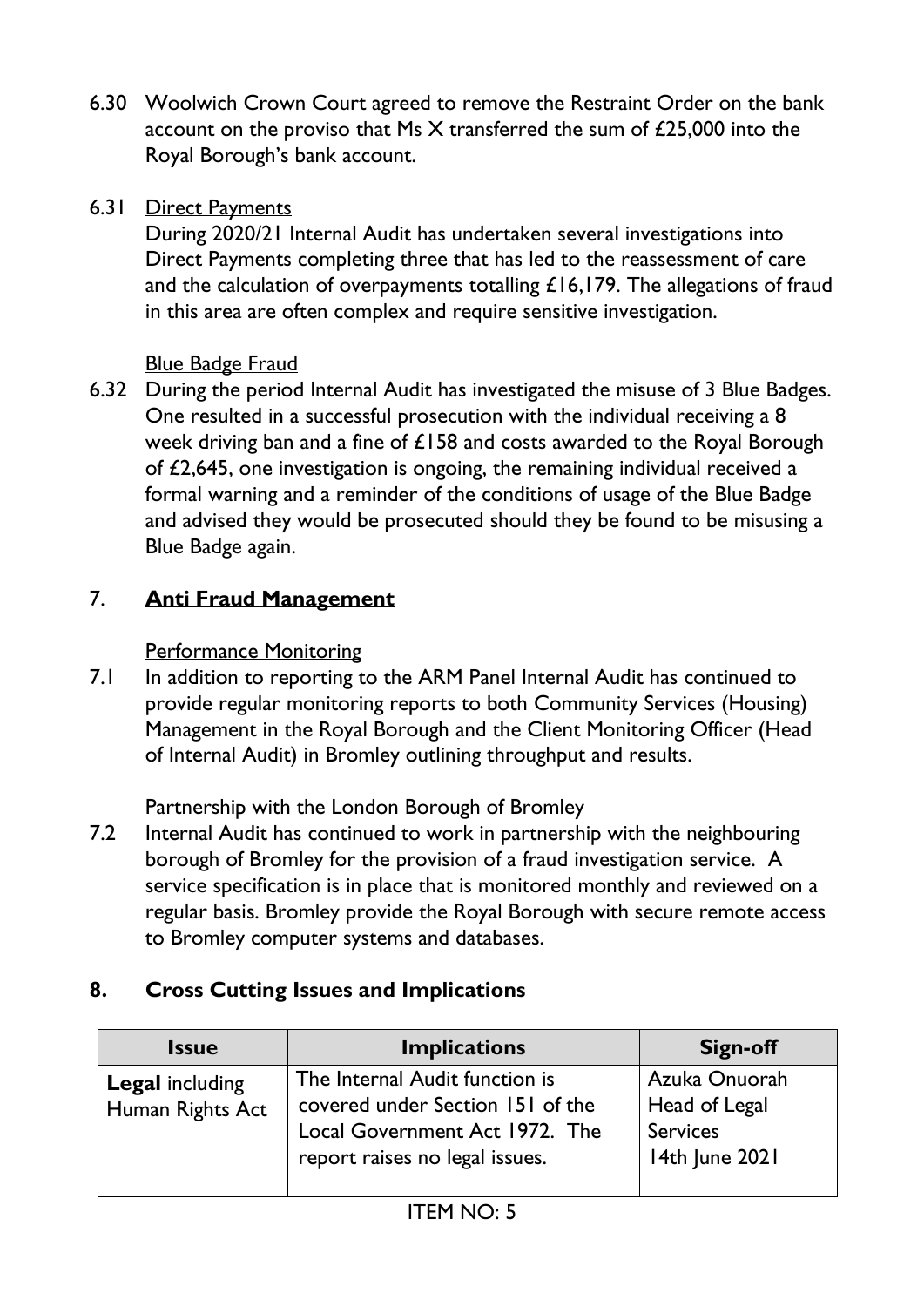6.30 Woolwich Crown Court agreed to remove the Restraint Order on the bank account on the proviso that Ms X transferred the sum of £25,000 into the Royal Borough's bank account.

6.31 Direct Payments

During 2020/21 Internal Audit has undertaken several investigations into Direct Payments completing three that has led to the reassessment of care and the calculation of overpayments totalling £16,179. The allegations of fraud in this area are often complex and require sensitive investigation.

Blue Badge Fraud

6.32 During the period Internal Audit has investigated the misuse of 3 Blue Badges. One resulted in a successful prosecution with the individual receiving a 8 week driving ban and a fine of £158 and costs awarded to the Royal Borough of £2,645, one investigation is ongoing, the remaining individual received a formal warning and a reminder of the conditions of usage of the Blue Badge and advised they would be prosecuted should they be found to be misusing a Blue Badge again.

## 7. **Anti Fraud Management**

Performance Monitoring

7.1 In addition to reporting to the ARM Panel Internal Audit has continued to provide regular monitoring reports to both Community Services (Housing) Management in the Royal Borough and the Client Monitoring Officer (Head of Internal Audit) in Bromley outlining throughput and results.

Partnership with the London Borough of Bromley

7.2 Internal Audit has continued to work in partnership with the neighbouring borough of Bromley for the provision of a fraud investigation service. A service specification is in place that is monitored monthly and reviewed on a regular basis. Bromley provide the Royal Borough with secure remote access to Bromley computer systems and databases.

## 8. **Cross Cutting Issues and Implications**

| Issue | Implications | Sign-off |
|---|---|---|
| **Legal** including Human Rights Act | The Internal Audit function is covered under Section 151 of the Local Government Act 1972. The report raises no legal issues. | Azuka Onuorah Head of Legal Services 14th June 2021 |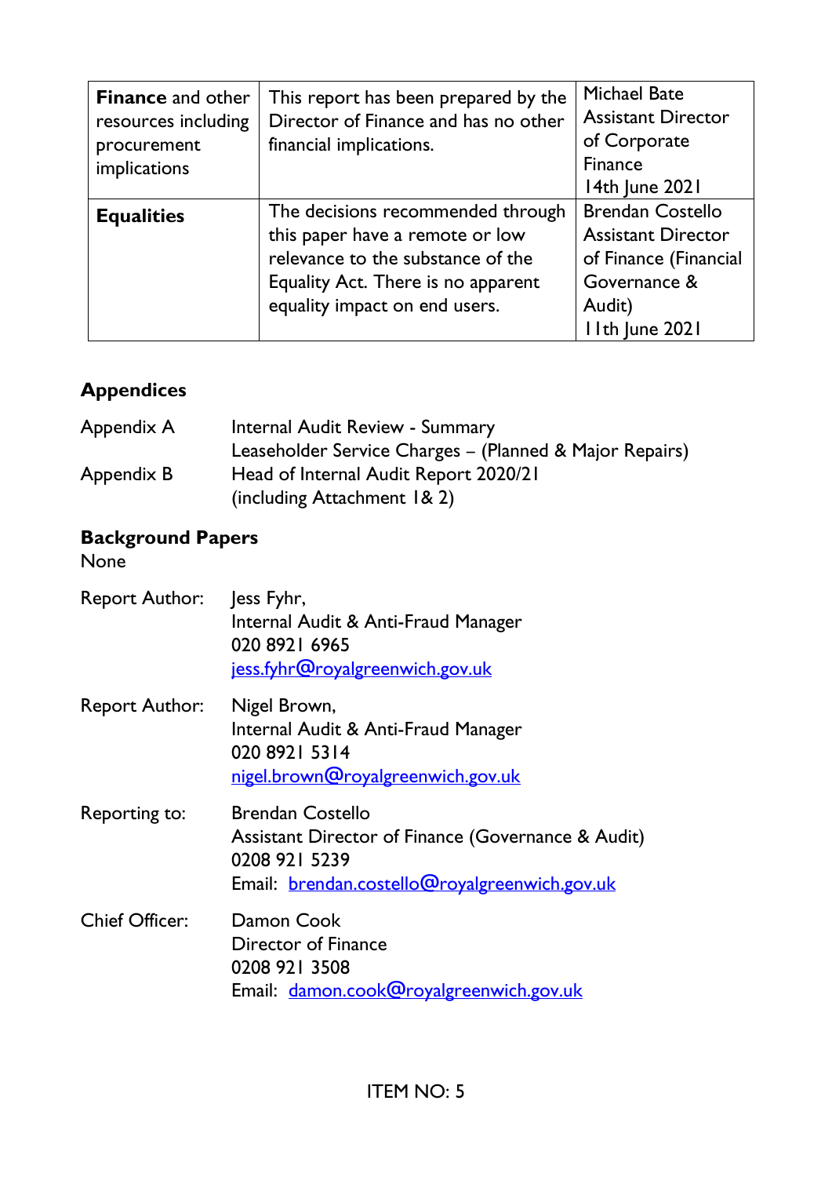| | | |
|---|---|---|
| **Finance** and other resources including procurement implications | This report has been prepared by the Director of Finance and has no other financial implications. | Michael Bate<br>Assistant Director of Corporate Finance<br>14th June 2021 |
| **Equalities** | The decisions recommended through this paper have a remote or low relevance to the substance of the Equality Act. There is no apparent equality impact on end users. | Brendan Costello<br>Assistant Director of Finance (Financial Governance & Audit)<br>11th June 2021 |

## Appendices

| | |
|---|---|
| Appendix A | Internal Audit Review - Summary<br>Leaseholder Service Charges – (Planned & Major Repairs) |
| Appendix B | Head of Internal Audit Report 2020/21<br>(including Attachment 1& 2) |

## Background Papers

None

Report Author: Jess Fyhr,
Internal Audit & Anti-Fraud Manager
020 8921 6965
jess.fyhr@royalgreenwich.gov.uk

Report Author: Nigel Brown,
Internal Audit & Anti-Fraud Manager
020 8921 5314
nigel.brown@royalgreenwich.gov.uk

Reporting to: Brendan Costello
Assistant Director of Finance (Governance & Audit)
0208 921 5239
Email: brendan.costello@royalgreenwich.gov.uk

Chief Officer: Damon Cook
Director of Finance
0208 921 3508
Email: damon.cook@royalgreenwich.gov.uk

ITEM NO: 5